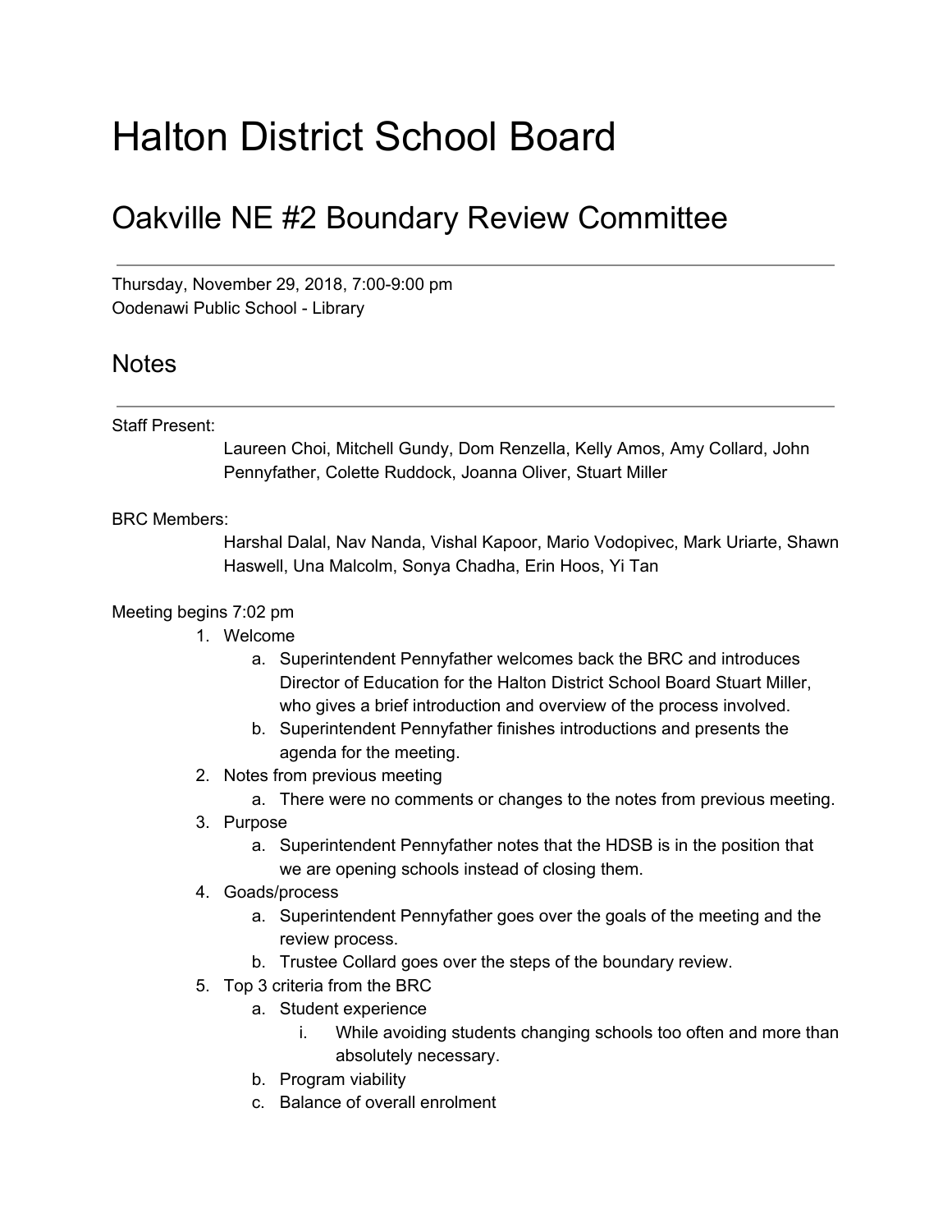# Halton District School Board

## Oakville NE #2 Boundary Review Committee

---

Thursday, November 29, 2018, 7:00-9:00 pm
Oodenawi Public School - Library

## Notes

---

Staff Present:

Laureen Choi, Mitchell Gundy, Dom Renzella, Kelly Amos, Amy Collard, John Pennyfather, Colette Ruddock, Joanna Oliver, Stuart Miller

BRC Members:

Harshal Dalal, Nav Nanda, Vishal Kapoor, Mario Vodopivec, Mark Uriarte, Shawn Haswell, Una Malcolm, Sonya Chadha, Erin Hoos, Yi Tan

Meeting begins 7:02 pm

1. Welcome
    a. Superintendent Pennyfather welcomes back the BRC and introduces Director of Education for the Halton District School Board Stuart Miller, who gives a brief introduction and overview of the process involved.
    b. Superintendent Pennyfather finishes introductions and presents the agenda for the meeting.
2. Notes from previous meeting
    a. There were no comments or changes to the notes from previous meeting.
3. Purpose
    a. Superintendent Pennyfather notes that the HDSB is in the position that we are opening schools instead of closing them.
4. Goads/process
    a. Superintendent Pennyfather goes over the goals of the meeting and the review process.
    b. Trustee Collard goes over the steps of the boundary review.
5. Top 3 criteria from the BRC
    a. Student experience
        i. While avoiding students changing schools too often and more than absolutely necessary.
    b. Program viability
    c. Balance of overall enrolment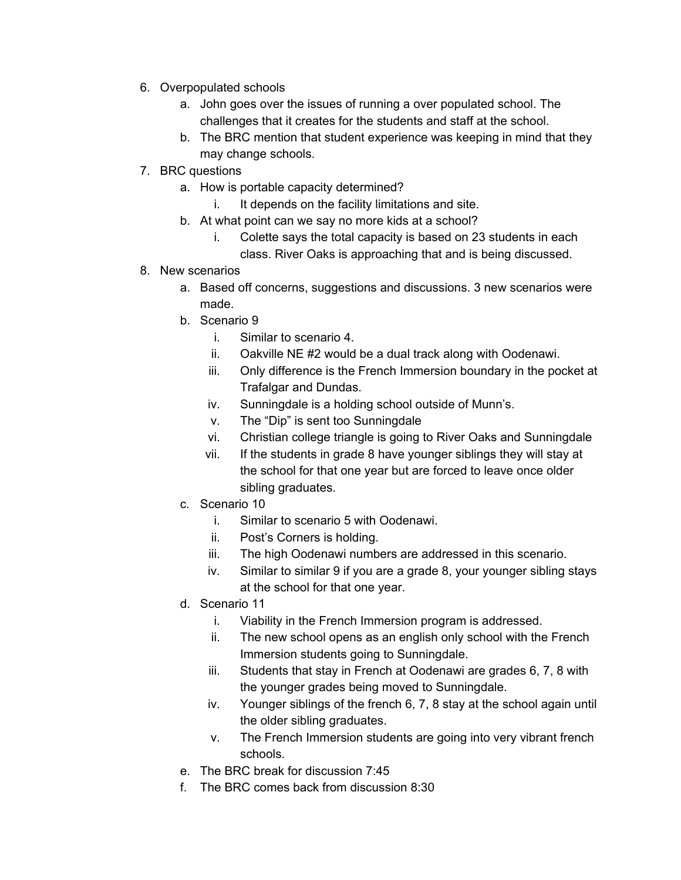6. Overpopulated schools
    a. John goes over the issues of running a over populated school. The challenges that it creates for the students and staff at the school.
    b. The BRC mention that student experience was keeping in mind that they may change schools.
7. BRC questions
    a. How is portable capacity determined?
        i. It depends on the facility limitations and site.
    b. At what point can we say no more kids at a school?
        i. Colette says the total capacity is based on 23 students in each class. River Oaks is approaching that and is being discussed.
8. New scenarios
    a. Based off concerns, suggestions and discussions. 3 new scenarios were made.
    b. Scenario 9
        i. Similar to scenario 4.
        ii. Oakville NE #2 would be a dual track along with Oodenawi.
        iii. Only difference is the French Immersion boundary in the pocket at Trafalgar and Dundas.
        iv. Sunningdale is a holding school outside of Munn's.
        v. The "Dip" is sent too Sunningdale
        vi. Christian college triangle is going to River Oaks and Sunningdale
        vii. If the students in grade 8 have younger siblings they will stay at the school for that one year but are forced to leave once older sibling graduates.
    c. Scenario 10
        i. Similar to scenario 5 with Oodenawi.
        ii. Post's Corners is holding.
        iii. The high Oodenawi numbers are addressed in this scenario.
        iv. Similar to similar 9 if you are a grade 8, your younger sibling stays at the school for that one year.
    d. Scenario 11
        i. Viability in the French Immersion program is addressed.
        ii. The new school opens as an english only school with the French Immersion students going to Sunningdale.
        iii. Students that stay in French at Oodenawi are grades 6, 7, 8 with the younger grades being moved to Sunningdale.
        iv. Younger siblings of the french 6, 7, 8 stay at the school again until the older sibling graduates.
        v. The French Immersion students are going into very vibrant french schools.
    e. The BRC break for discussion 7:45
    f. The BRC comes back from discussion 8:30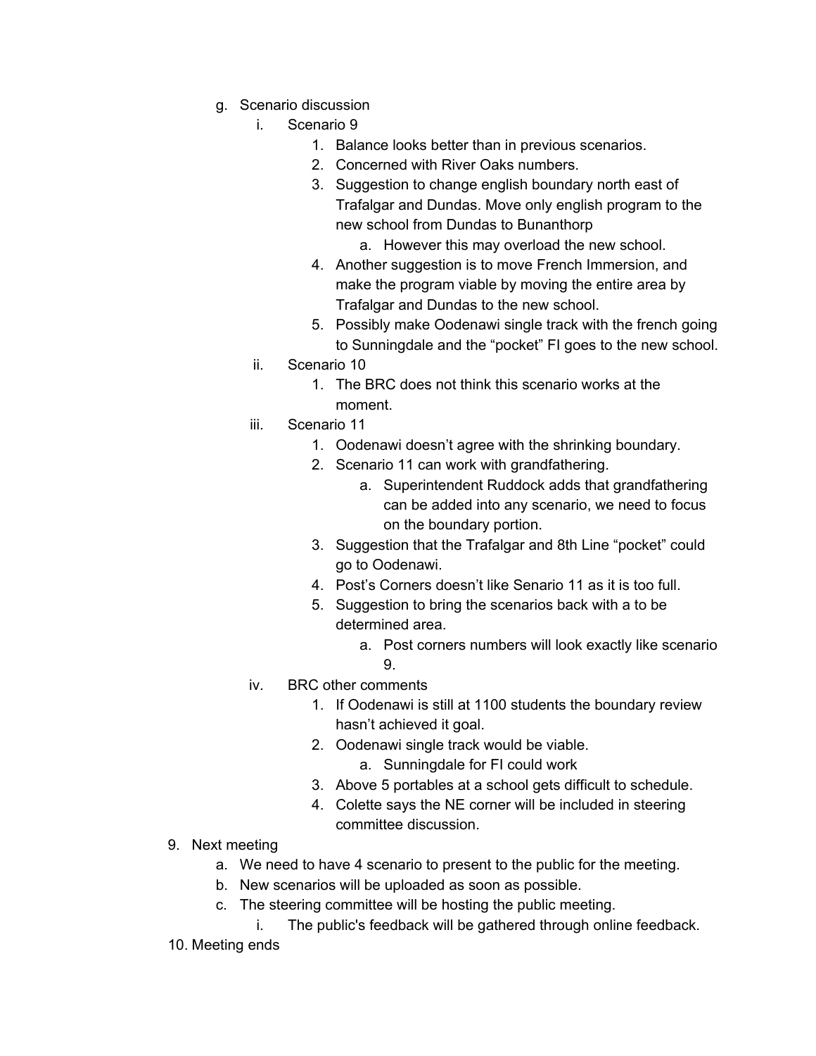g. Scenario discussion
    i. Scenario 9
        1. Balance looks better than in previous scenarios.
        2. Concerned with River Oaks numbers.
        3. Suggestion to change english boundary north east of Trafalgar and Dundas. Move only english program to the new school from Dundas to Bunanthorp
            a. However this may overload the new school.
        4. Another suggestion is to move French Immersion, and make the program viable by moving the entire area by Trafalgar and Dundas to the new school.
        5. Possibly make Oodenawi single track with the french going to Sunningdale and the "pocket" FI goes to the new school.
    ii. Scenario 10
        1. The BRC does not think this scenario works at the moment.
    iii. Scenario 11
        1. Oodenawi doesn't agree with the shrinking boundary.
        2. Scenario 11 can work with grandfathering.
            a. Superintendent Ruddock adds that grandfathering can be added into any scenario, we need to focus on the boundary portion.
        3. Suggestion that the Trafalgar and 8th Line "pocket" could go to Oodenawi.
        4. Post's Corners doesn't like Senario 11 as it is too full.
        5. Suggestion to bring the scenarios back with a to be determined area.
            a. Post corners numbers will look exactly like scenario 9.
    iv. BRC other comments
        1. If Oodenawi is still at 1100 students the boundary review hasn't achieved it goal.
        2. Oodenawi single track would be viable.
            a. Sunningdale for FI could work
        3. Above 5 portables at a school gets difficult to schedule.
        4. Colette says the NE corner will be included in steering committee discussion.

9. Next meeting
    a. We need to have 4 scenario to present to the public for the meeting.
    b. New scenarios will be uploaded as soon as possible.
    c. The steering committee will be hosting the public meeting.
        i. The public's feedback will be gathered through online feedback.

10. Meeting ends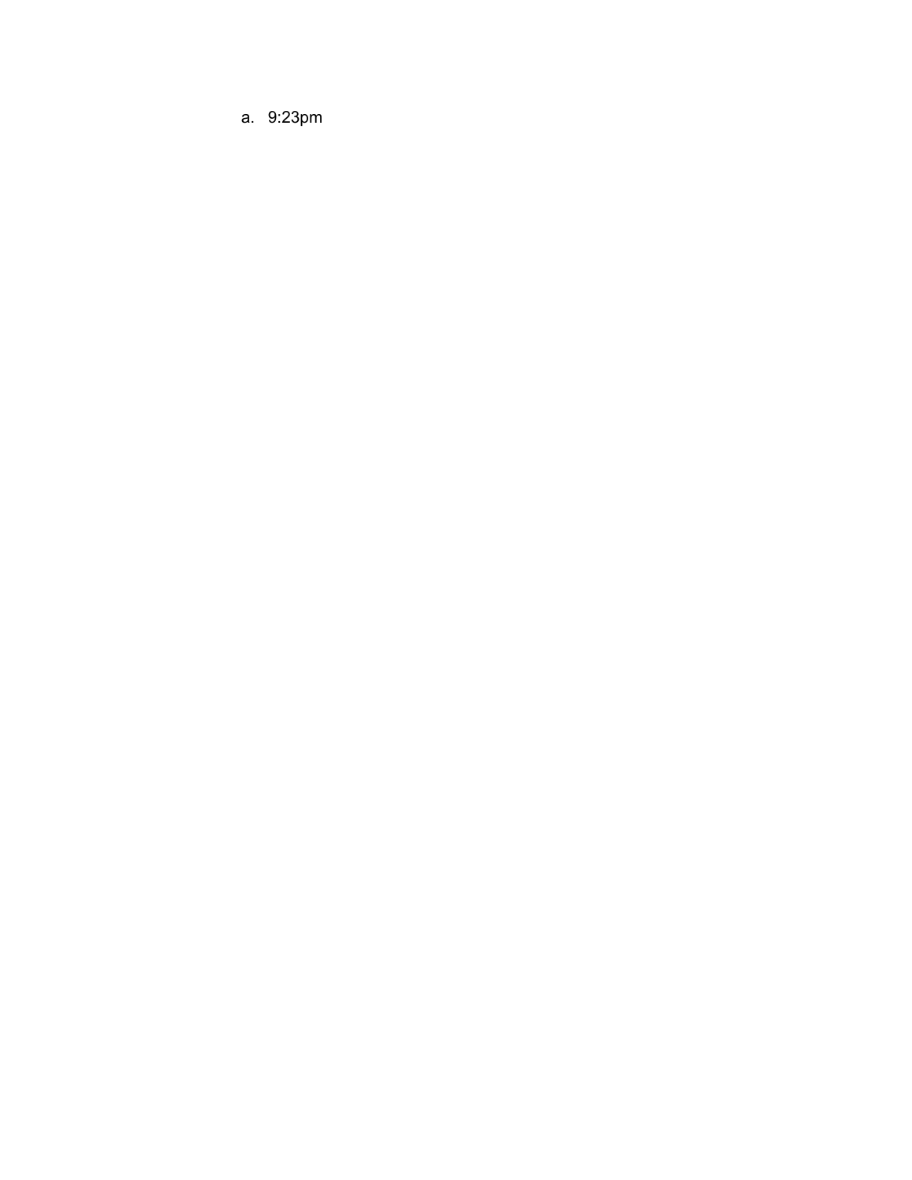a. 9:23pm